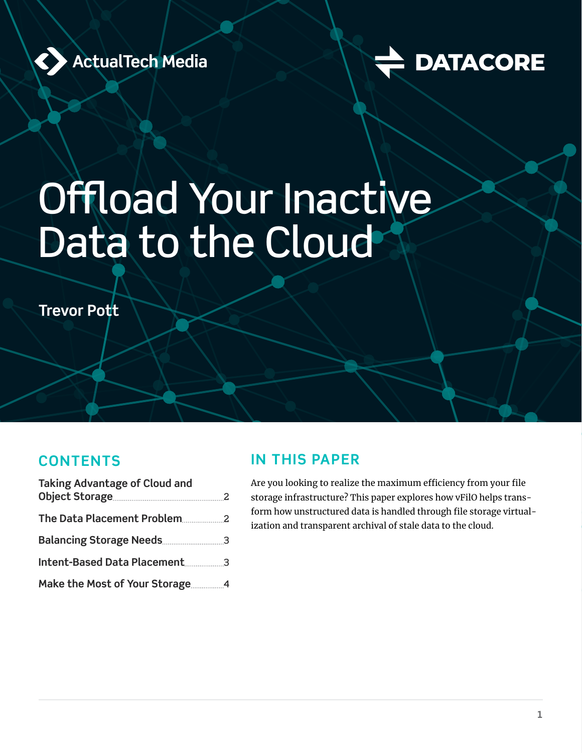ActualTech Media

DATACORE

# Offload Your Inactive Data to the Cloud

**Trevor Pott**

## CONTENTS

| | |
|---|---|
| Taking Advantage of Cloud and Object Storage | 2 |
| The Data Placement Problem | 2 |
| Balancing Storage Needs | 3 |
| Intent-Based Data Placement | 3 |
| Make the Most of Your Storage | 4 |

## IN THIS PAPER

Are you looking to realize the maximum efficiency from your file storage infrastructure? This paper explores how vFilO helps transform how unstructured data is handled through file storage virtualization and transparent archival of stale data to the cloud.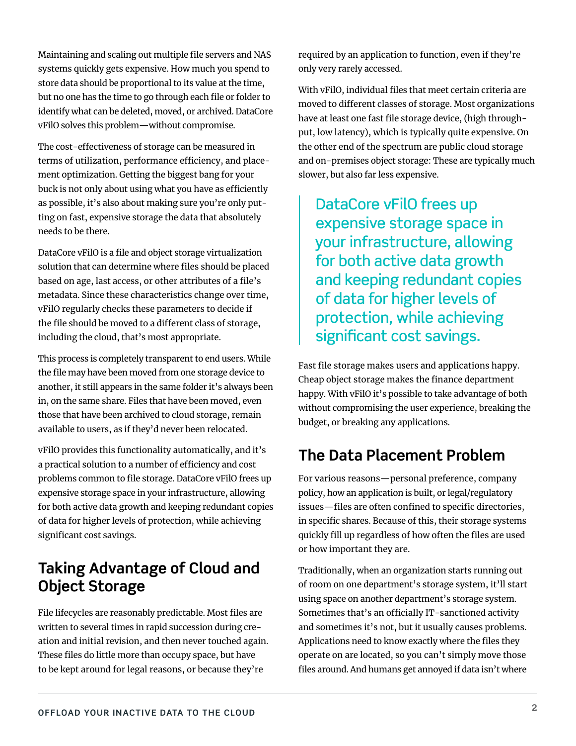Maintaining and scaling out multiple file servers and NAS systems quickly gets expensive. How much you spend to store data should be proportional to its value at the time, but no one has the time to go through each file or folder to identify what can be deleted, moved, or archived. DataCore vFilO solves this problem—without compromise.

The cost-effectiveness of storage can be measured in terms of utilization, performance efficiency, and placement optimization. Getting the biggest bang for your buck is not only about using what you have as efficiently as possible, it's also about making sure you're only putting on fast, expensive storage the data that absolutely needs to be there.

DataCore vFilO is a file and object storage virtualization solution that can determine where files should be placed based on age, last access, or other attributes of a file's metadata. Since these characteristics change over time, vFilO regularly checks these parameters to decide if the file should be moved to a different class of storage, including the cloud, that's most appropriate.

This process is completely transparent to end users. While the file may have been moved from one storage device to another, it still appears in the same folder it's always been in, on the same share. Files that have been moved, even those that have been archived to cloud storage, remain available to users, as if they'd never been relocated.

vFilO provides this functionality automatically, and it's a practical solution to a number of efficiency and cost problems common to file storage. DataCore vFilO frees up expensive storage space in your infrastructure, allowing for both active data growth and keeping redundant copies of data for higher levels of protection, while achieving significant cost savings.

## Taking Advantage of Cloud and Object Storage

File lifecycles are reasonably predictable. Most files are written to several times in rapid succession during creation and initial revision, and then never touched again. These files do little more than occupy space, but have to be kept around for legal reasons, or because they're required by an application to function, even if they're only very rarely accessed.

With vFilO, individual files that meet certain criteria are moved to different classes of storage. Most organizations have at least one fast file storage device, (high throughput, low latency), which is typically quite expensive. On the other end of the spectrum are public cloud storage and on-premises object storage: These are typically much slower, but also far less expensive.

> DataCore vFilO frees up expensive storage space in your infrastructure, allowing for both active data growth and keeping redundant copies of data for higher levels of protection, while achieving significant cost savings.

Fast file storage makes users and applications happy. Cheap object storage makes the finance department happy. With vFilO it's possible to take advantage of both without compromising the user experience, breaking the budget, or breaking any applications.

## The Data Placement Problem

For various reasons—personal preference, company policy, how an application is built, or legal/regulatory issues—files are often confined to specific directories, in specific shares. Because of this, their storage systems quickly fill up regardless of how often the files are used or how important they are.

Traditionally, when an organization starts running out of room on one department's storage system, it'll start using space on another department's storage system. Sometimes that's an officially IT-sanctioned activity and sometimes it's not, but it usually causes problems. Applications need to know exactly where the files they operate on are located, so you can't simply move those files around. And humans get annoyed if data isn't where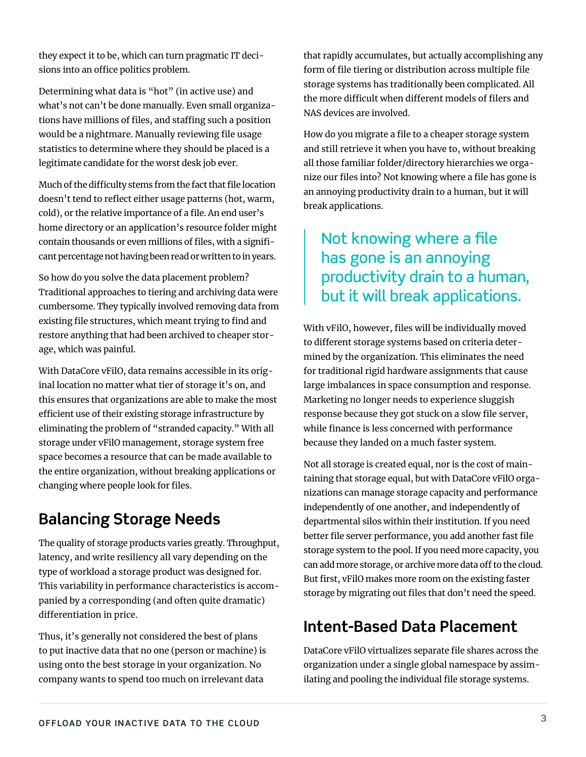they expect it to be, which can turn pragmatic IT decisions into an office politics problem.

Determining what data is "hot" (in active use) and what's not can't be done manually. Even small organizations have millions of files, and staffing such a position would be a nightmare. Manually reviewing file usage statistics to determine where they should be placed is a legitimate candidate for the worst desk job ever.

Much of the difficulty stems from the fact that file location doesn't tend to reflect either usage patterns (hot, warm, cold), or the relative importance of a file. An end user's home directory or an application's resource folder might contain thousands or even millions of files, with a significant percentage not having been read or written to in years.

So how do you solve the data placement problem? Traditional approaches to tiering and archiving data were cumbersome. They typically involved removing data from existing file structures, which meant trying to find and restore anything that had been archived to cheaper storage, which was painful.

With DataCore vFilO, data remains accessible in its original location no matter what tier of storage it's on, and this ensures that organizations are able to make the most efficient use of their existing storage infrastructure by eliminating the problem of "stranded capacity." With all storage under vFilO management, storage system free space becomes a resource that can be made available to the entire organization, without breaking applications or changing where people look for files.

## Balancing Storage Needs

The quality of storage products varies greatly. Throughput, latency, and write resiliency all vary depending on the type of workload a storage product was designed for. This variability in performance characteristics is accompanied by a corresponding (and often quite dramatic) differentiation in price.

Thus, it's generally not considered the best of plans to put inactive data that no one (person or machine) is using onto the best storage in your organization. No company wants to spend too much on irrelevant data that rapidly accumulates, but actually accomplishing any form of file tiering or distribution across multiple file storage systems has traditionally been complicated. All the more difficult when different models of filers and NAS devices are involved.

How do you migrate a file to a cheaper storage system and still retrieve it when you have to, without breaking all those familiar folder/directory hierarchies we organize our files into? Not knowing where a file has gone is an annoying productivity drain to a human, but it will break applications.

> Not knowing where a file has gone is an annoying productivity drain to a human, but it will break applications.

With vFilO, however, files will be individually moved to different storage systems based on criteria determined by the organization. This eliminates the need for traditional rigid hardware assignments that cause large imbalances in space consumption and response. Marketing no longer needs to experience sluggish response because they got stuck on a slow file server, while finance is less concerned with performance because they landed on a much faster system.

Not all storage is created equal, nor is the cost of maintaining that storage equal, but with DataCore vFilO organizations can manage storage capacity and performance independently of one another, and independently of departmental silos within their institution. If you need better file server performance, you add another fast file storage system to the pool. If you need more capacity, you can add more storage, or archive more data off to the cloud. But first, vFilO makes more room on the existing faster storage by migrating out files that don't need the speed.

## Intent-Based Data Placement

DataCore vFilO virtualizes separate file shares across the organization under a single global namespace by assimilating and pooling the individual file storage systems.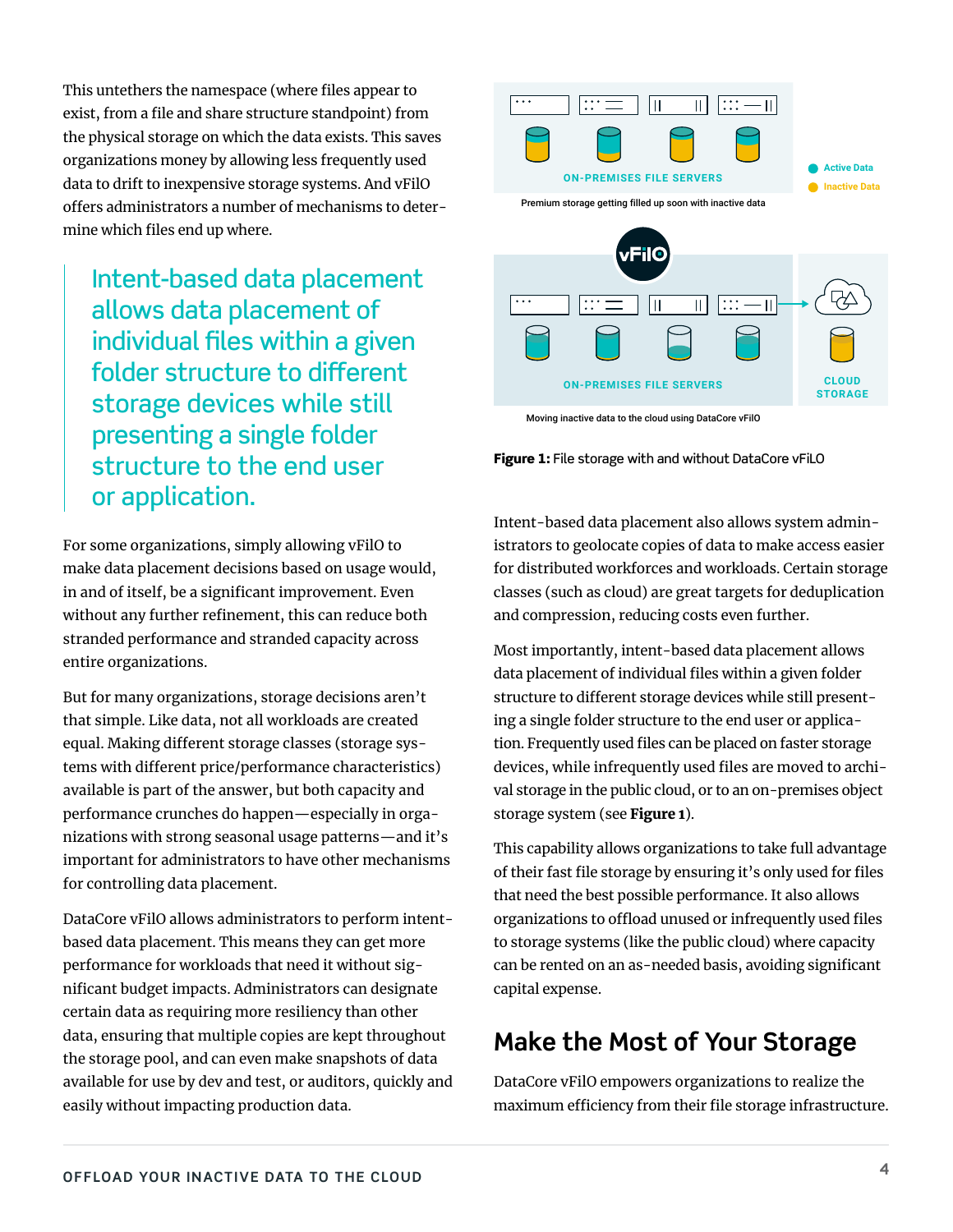This untethers the namespace (where files appear to exist, from a file and share structure standpoint) from the physical storage on which the data exists. This saves organizations money by allowing less frequently used data to drift to inexpensive storage systems. And vFilO offers administrators a number of mechanisms to determine which files end up where.

> Intent-based data placement allows data placement of individual files within a given folder structure to different storage devices while still presenting a single folder structure to the end user or application.

For some organizations, simply allowing vFilO to make data placement decisions based on usage would, in and of itself, be a significant improvement. Even without any further refinement, this can reduce both stranded performance and stranded capacity across entire organizations.

But for many organizations, storage decisions aren't that simple. Like data, not all workloads are created equal. Making different storage classes (storage systems with different price/performance characteristics) available is part of the answer, but both capacity and performance crunches do happen—especially in organizations with strong seasonal usage patterns—and it's important for administrators to have other mechanisms for controlling data placement.

DataCore vFilO allows administrators to perform intent-based data placement. This means they can get more performance for workloads that need it without significant budget impacts. Administrators can designate certain data as requiring more resiliency than other data, ensuring that multiple copies are kept throughout the storage pool, and can even make snapshots of data available for use by dev and test, or auditors, quickly and easily without impacting production data.

ON-PREMISES FILE SERVERS

Active Data
Inactive Data

Premium storage getting filled up soon with inactive data

vFilO

ON-PREMISES FILE SERVERS

CLOUD STORAGE

Moving inactive data to the cloud using DataCore vFilO

**Figure 1:** File storage with and without DataCore vFiLO

Intent-based data placement also allows system administrators to geolocate copies of data to make access easier for distributed workforces and workloads. Certain storage classes (such as cloud) are great targets for deduplication and compression, reducing costs even further.

Most importantly, intent-based data placement allows data placement of individual files within a given folder structure to different storage devices while still presenting a single folder structure to the end user or application. Frequently used files can be placed on faster storage devices, while infrequently used files are moved to archival storage in the public cloud, or to an on-premises object storage system (see **Figure 1**).

This capability allows organizations to take full advantage of their fast file storage by ensuring it's only used for files that need the best possible performance. It also allows organizations to offload unused or infrequently used files to storage systems (like the public cloud) where capacity can be rented on an as-needed basis, avoiding significant capital expense.

## Make the Most of Your Storage

DataCore vFilO empowers organizations to realize the maximum efficiency from their file storage infrastructure.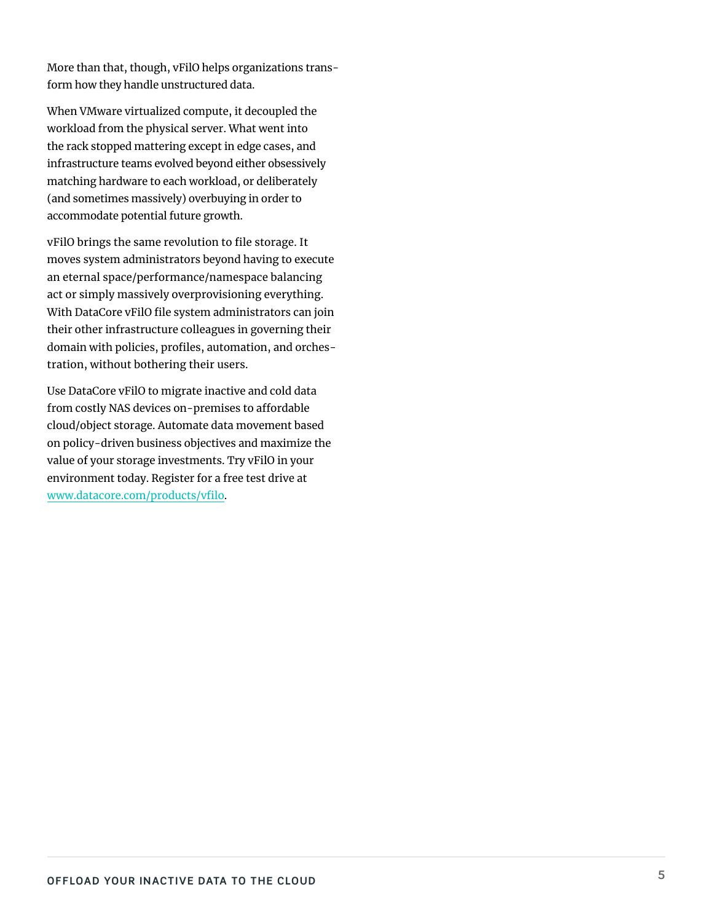More than that, though, vFilO helps organizations transform how they handle unstructured data.

When VMware virtualized compute, it decoupled the workload from the physical server. What went into the rack stopped mattering except in edge cases, and infrastructure teams evolved beyond either obsessively matching hardware to each workload, or deliberately (and sometimes massively) overbuying in order to accommodate potential future growth.

vFilO brings the same revolution to file storage. It moves system administrators beyond having to execute an eternal space/performance/namespace balancing act or simply massively overprovisioning everything. With DataCore vFilO file system administrators can join their other infrastructure colleagues in governing their domain with policies, profiles, automation, and orchestration, without bothering their users.

Use DataCore vFilO to migrate inactive and cold data from costly NAS devices on-premises to affordable cloud/object storage. Automate data movement based on policy-driven business objectives and maximize the value of your storage investments. Try vFilO in your environment today. Register for a free test drive at [www.datacore.com/products/vfilo](http://www.datacore.com/products/vfilo).